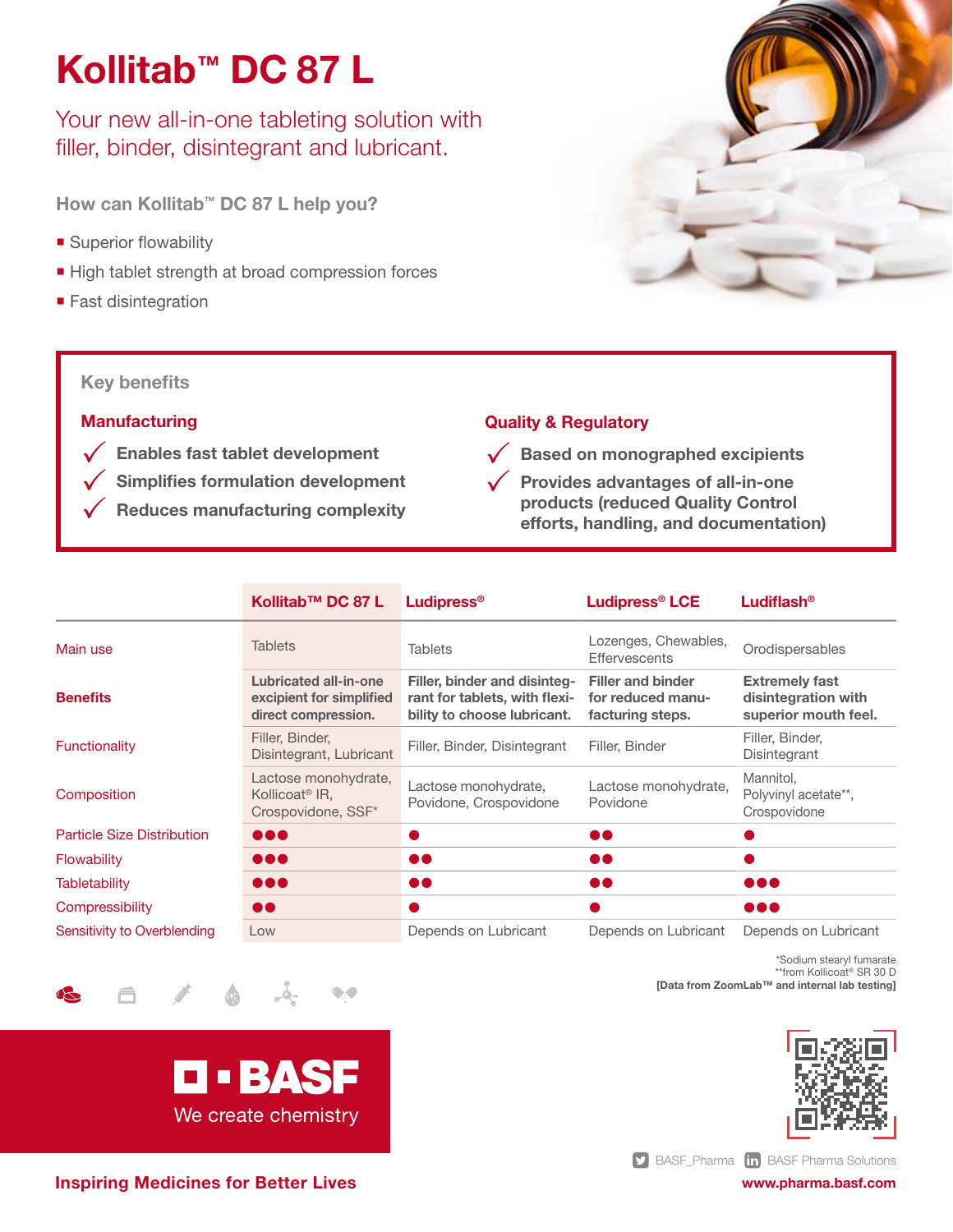# Kollitab™ DC 87 L

## Your new all-in-one tableting solution with filler, binder, disintegrant and lubricant.

### How can Kollitab™ DC 87 L help you?

- Superior flowability
- High tablet strength at broad compression forces
- Fast disintegration

### Key benefits

**Manufacturing**

- ✓ Enables fast tablet development
- ✓ Simplifies formulation development
- ✓ Reduces manufacturing complexity

**Quality & Regulatory**

- ✓ Based on monographed excipients
- ✓ Provides advantages of all-in-one products (reduced Quality Control efforts, handling, and documentation)

| | Kollitab™ DC 87 L | Ludipress® | Ludipress® LCE | Ludiflash® |
|---|---|---|---|---|
| Main use | Tablets | Tablets | Lozenges, Chewables, Effervescents | Orodispersables |
| **Benefits** | **Lubricated all-in-one excipient for simplified direct compression.** | **Filler, binder and disintegrant for tablets, with flexibility to choose lubricant.** | **Filler and binder for reduced manufacturing steps.** | **Extremely fast disintegration with superior mouth feel.** |
| Functionality | Filler, Binder, Disintegrant, Lubricant | Filler, Binder, Disintegrant | Filler, Binder | Filler, Binder, Disintegrant |
| Composition | Lactose monohydrate, Kollicoat® IR, Crospovidone, SSF* | Lactose monohydrate, Povidone, Crospovidone | Lactose monohydrate, Povidone | Mannitol, Polyvinyl acetate**, Crospovidone |
| Particle Size Distribution | ●●● | ● | ●● | ● |
| Flowability | ●●● | ●● | ●● | ● |
| Tabletability | ●●● | ●● | ●● | ●●● |
| Compressibility | ●● | ● | ● | ●●● |
| Sensitivity to Overblending | Low | Depends on Lubricant | Depends on Lubricant | Depends on Lubricant |

*Sodium stearyl fumarate
**from Kollicoat® SR 30 D
**[Data from ZoomLab™ and internal lab testing]**

BASF
We create chemistry

BASF_Pharma BASF Pharma Solutions

**Inspiring Medicines for Better Lives**

**www.pharma.basf.com**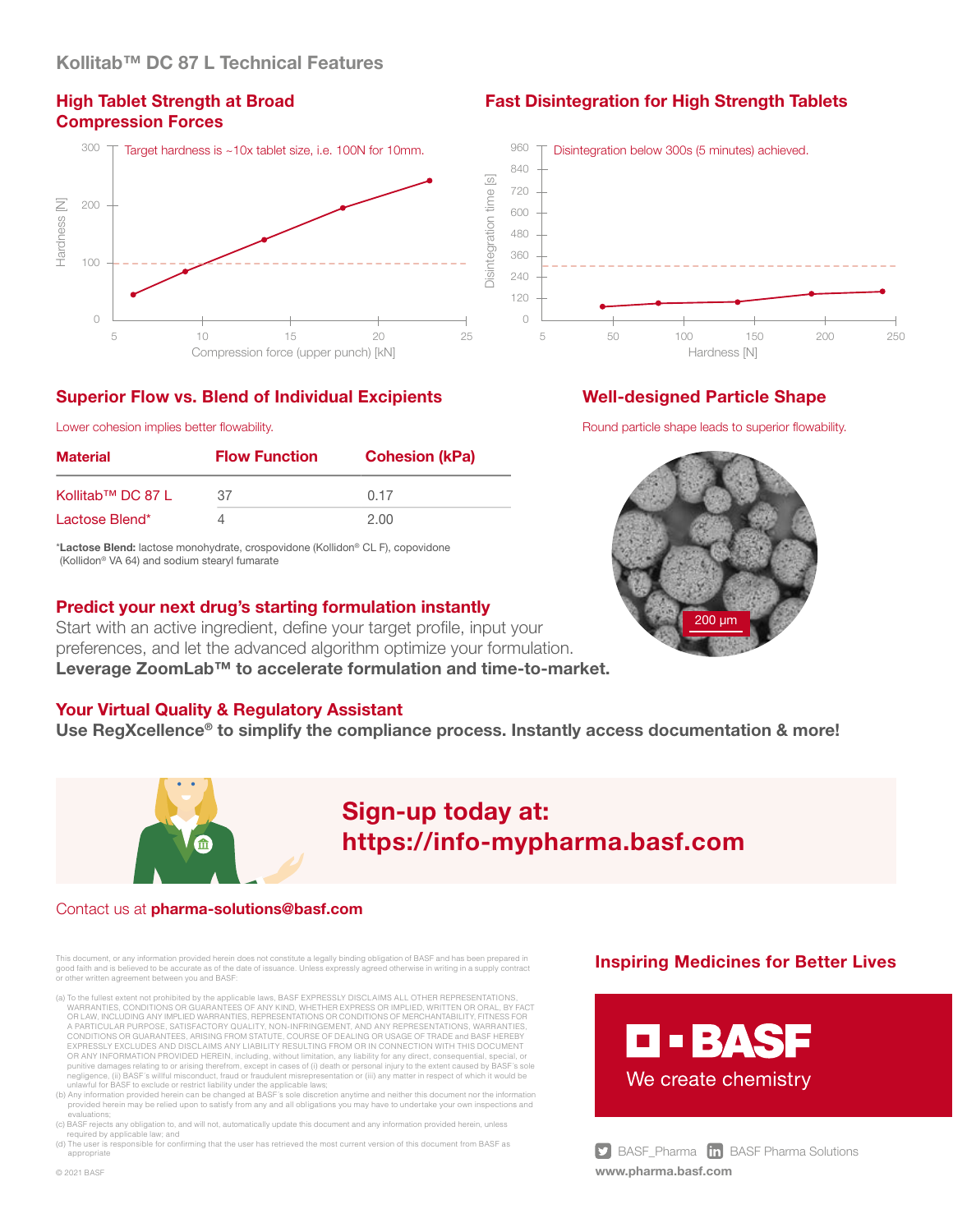## Kollitab™ DC 87 L Technical Features

### High Tablet Strength at Broad Compression Forces

Target hardness is ~10x tablet size, i.e. 100N for 10mm.

Hardness [N]

300
200
100
0

5 10 15 20 25

Compression force (upper punch) [kN]

### Fast Disintegration for High Strength Tablets

Disintegration below 300s (5 minutes) achieved.

Disintegration time [s]

960
840
720
600
480
360
240
120
0

5 50 100 150 200 250

Hardness [N]

### Superior Flow vs. Blend of Individual Excipients

Lower cohesion implies better flowability.

| Material | Flow Function | Cohesion (kPa) |
|---|---|---|
| Kollitab™ DC 87 L | 37 | 0.17 |
| Lactose Blend* | 4 | 2.00 |

***Lactose Blend:** lactose monohydrate, crospovidone (Kollidon® CL F), copovidone (Kollidon® VA 64) and sodium stearyl fumarate

### Well-designed Particle Shape

Round particle shape leads to superior flowability.

200 µm

### Predict your next drug's starting formulation instantly

Start with an active ingredient, define your target profile, input your preferences, and let the advanced algorithm optimize your formulation.
**Leverage ZoomLab™ to accelerate formulation and time-to-market.**

### Your Virtual Quality & Regulatory Assistant

**Use RegXcellence® to simplify the compliance process. Instantly access documentation & more!**

## Sign-up today at: https://info-mypharma.basf.com

Contact us at **pharma-solutions@basf.com**

This document, or any information provided herein does not constitute a legally binding obligation of BASF and has been prepared in good faith and is believed to be accurate as of the date of issuance. Unless expressly agreed otherwise in writing in a supply contract or other written agreement between you and BASF:

(a) To the fullest extent not prohibited by the applicable laws, BASF EXPRESSLY DISCLAIMS ALL OTHER REPRESENTATIONS, WARRANTIES, CONDITIONS OR GUARANTEES OF ANY KIND, WHETHER EXPRESS OR IMPLIED, WRITTEN OR ORAL, BY FACT OR LAW, INCLUDING ANY IMPLIED WARRANTIES, REPRESENTATIONS OR CONDITIONS OF MERCHANTABILITY, FITNESS FOR A PARTICULAR PURPOSE, SATISFACTORY QUALITY, NON-INFRINGEMENT, AND ANY REPRESENTATIONS, WARRANTIES, CONDITIONS OR GUARANTEES, ARISING FROM STATUTE, COURSE OF DEALING OR USAGE OF TRADE AND BASF HEREBY EXPRESSLY EXCLUDES AND DISCLAIMS ANY LIABILITY RESULTING FROM OR IN CONNECTION WITH THIS DOCUMENT OR ANY INFORMATION PROVIDED HEREIN, including, without limitation, any liability for any direct, consequential, special, or punitive damages relating to or arising therefrom, except in cases of (i) death or personal injury to the extent caused by BASF's sole negligence, (ii) BASF's willful misconduct, fraud or fraudulent misrepresentation or (iii) any matter in respect of which it would be unlawful for BASF to exclude or restrict liability under the applicable laws;
(b) Any information provided herein can be changed at BASF's sole discretion anytime and neither this document nor the information provided herein may be relied upon to satisfy from any and all obligations you may have to undertake your own inspections and evaluations;
(c) BASF rejects any obligation to, and will not, automatically update this document and any information provided herein, unless required by applicable law; and
(d) The user is responsible for confirming that the user has retrieved the most current version of this document from BASF as appropriate

© 2021 BASF

**Inspiring Medicines for Better Lives**

BASF
We create chemistry

BASF_Pharma BASF Pharma Solutions
**www.pharma.basf.com**